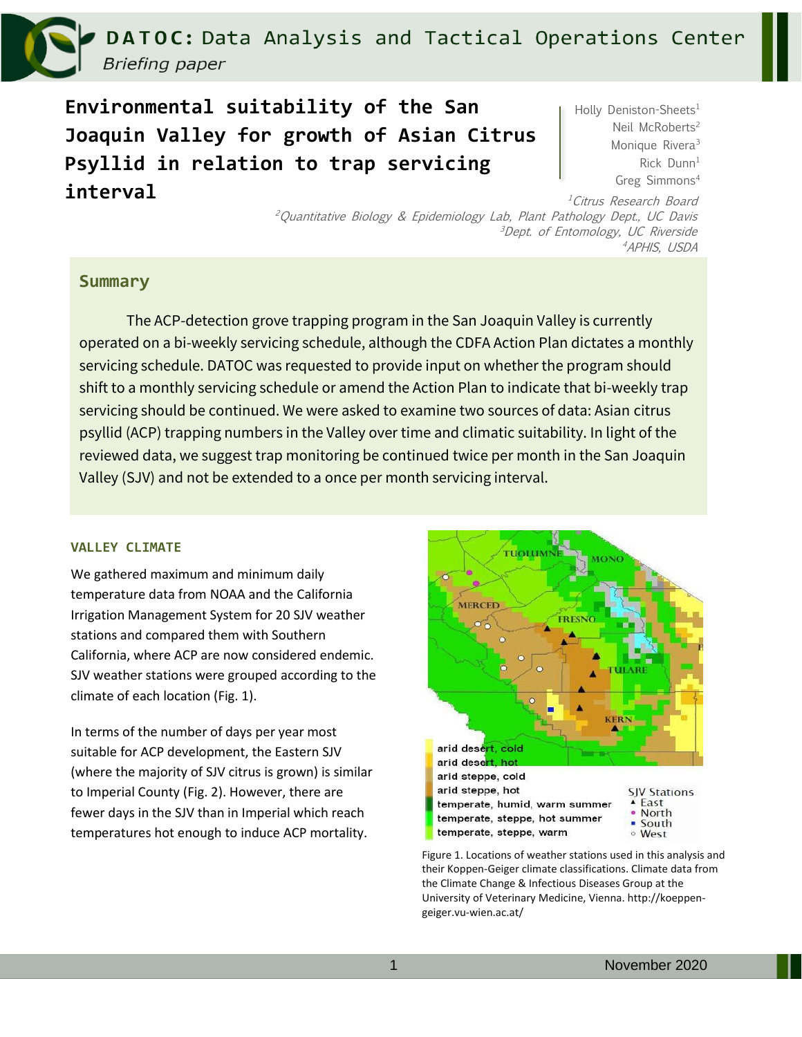**DATOC: Data Analysis and Tactical Operations Center**
*Briefing paper*

# Environmental suitability of the San Joaquin Valley for growth of Asian Citrus Psyllid in relation to trap servicing interval

Holly Deniston-Sheets[1]
Neil McRoberts[2]
Monique Rivera[3]
Rick Dunn[1]
Greg Simmons[4]

*[1]Citrus Research Board*
*[2]Quantitative Biology & Epidemiology Lab, Plant Pathology Dept., UC Davis*
*[3]Dept. of Entomology, UC Riverside*
*[4]APHIS, USDA*

## Summary

The ACP-detection grove trapping program in the San Joaquin Valley is currently operated on a bi-weekly servicing schedule, although the CDFA Action Plan dictates a monthly servicing schedule. DATOC was requested to provide input on whether the program should shift to a monthly servicing schedule or amend the Action Plan to indicate that bi-weekly trap servicing should be continued. We were asked to examine two sources of data: Asian citrus psyllid (ACP) trapping numbers in the Valley over time and climatic suitability. In light of the reviewed data, we suggest trap monitoring be continued twice per month in the San Joaquin Valley (SJV) and not be extended to a once per month servicing interval.

### VALLEY CLIMATE

We gathered maximum and minimum daily temperature data from NOAA and the California Irrigation Management System for 20 SJV weather stations and compared them with Southern California, where ACP are now considered endemic. SJV weather stations were grouped according to the climate of each location (Fig. 1).

In terms of the number of days per year most suitable for ACP development, the Eastern SJV (where the majority of SJV citrus is grown) is similar to Imperial County (Fig. 2). However, there are fewer days in the SJV than in Imperial which reach temperatures hot enough to induce ACP mortality.

Figure 1. Locations of weather stations used in this analysis and their Koppen-Geiger climate classifications. Climate data from the Climate Change & Infectious Diseases Group at the University of Veterinary Medicine, Vienna. http://koeppen-geiger.vu-wien.ac.at/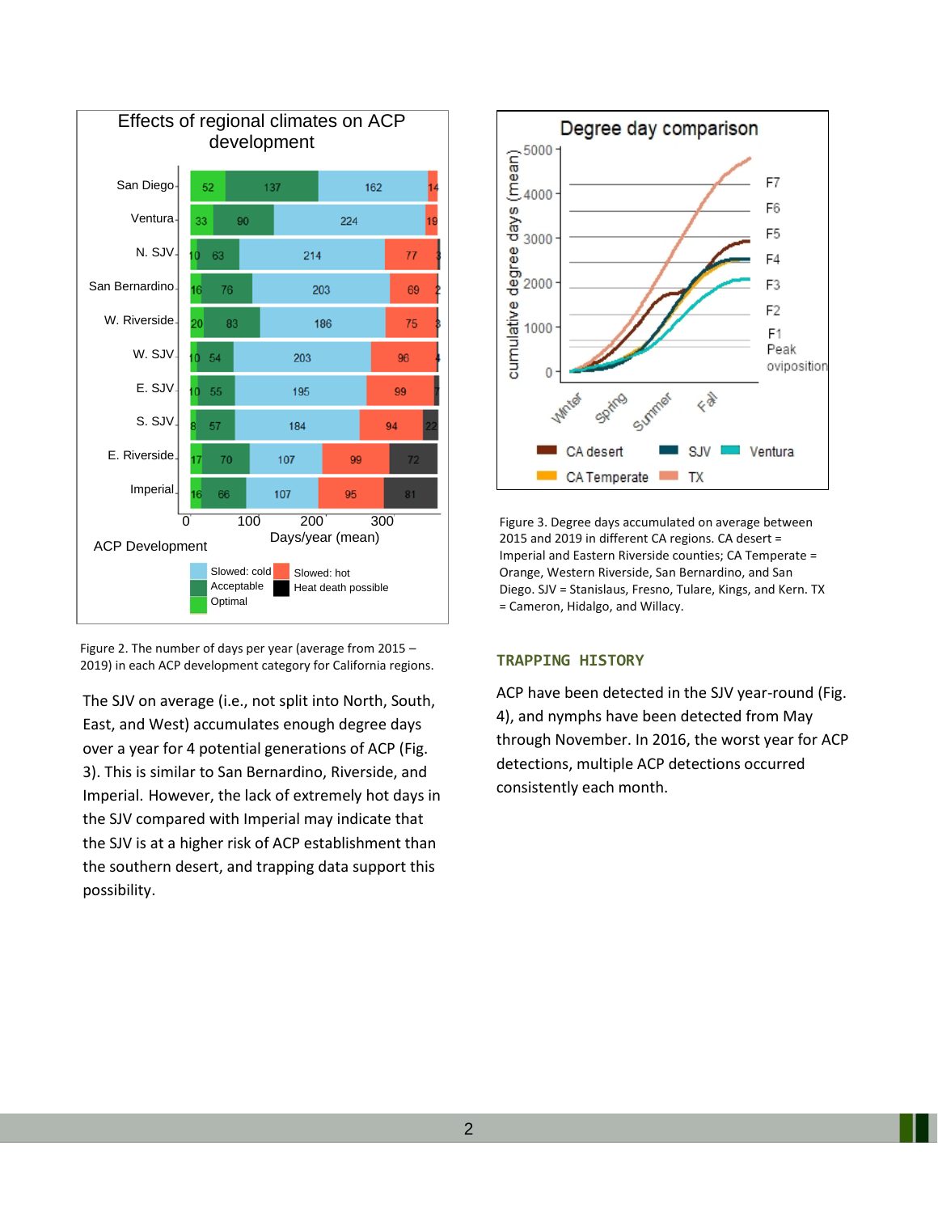Figure 2. The number of days per year (average from 2015 – 2019) in each ACP development category for California regions.

The SJV on average (i.e., not split into North, South, East, and West) accumulates enough degree days over a year for 4 potential generations of ACP (Fig. 3). This is similar to San Bernardino, Riverside, and Imperial. However, the lack of extremely hot days in the SJV compared with Imperial may indicate that the SJV is at a higher risk of ACP establishment than the southern desert, and trapping data support this possibility.

Figure 3. Degree days accumulated on average between 2015 and 2019 in different CA regions. CA desert = Imperial and Eastern Riverside counties; CA Temperate = Orange, Western Riverside, San Bernardino, and San Diego. SJV = Stanislaus, Fresno, Tulare, Kings, and Kern. TX = Cameron, Hidalgo, and Willacy.

## TRAPPING HISTORY

ACP have been detected in the SJV year-round (Fig. 4), and nymphs have been detected from May through November. In 2016, the worst year for ACP detections, multiple ACP detections occurred consistently each month.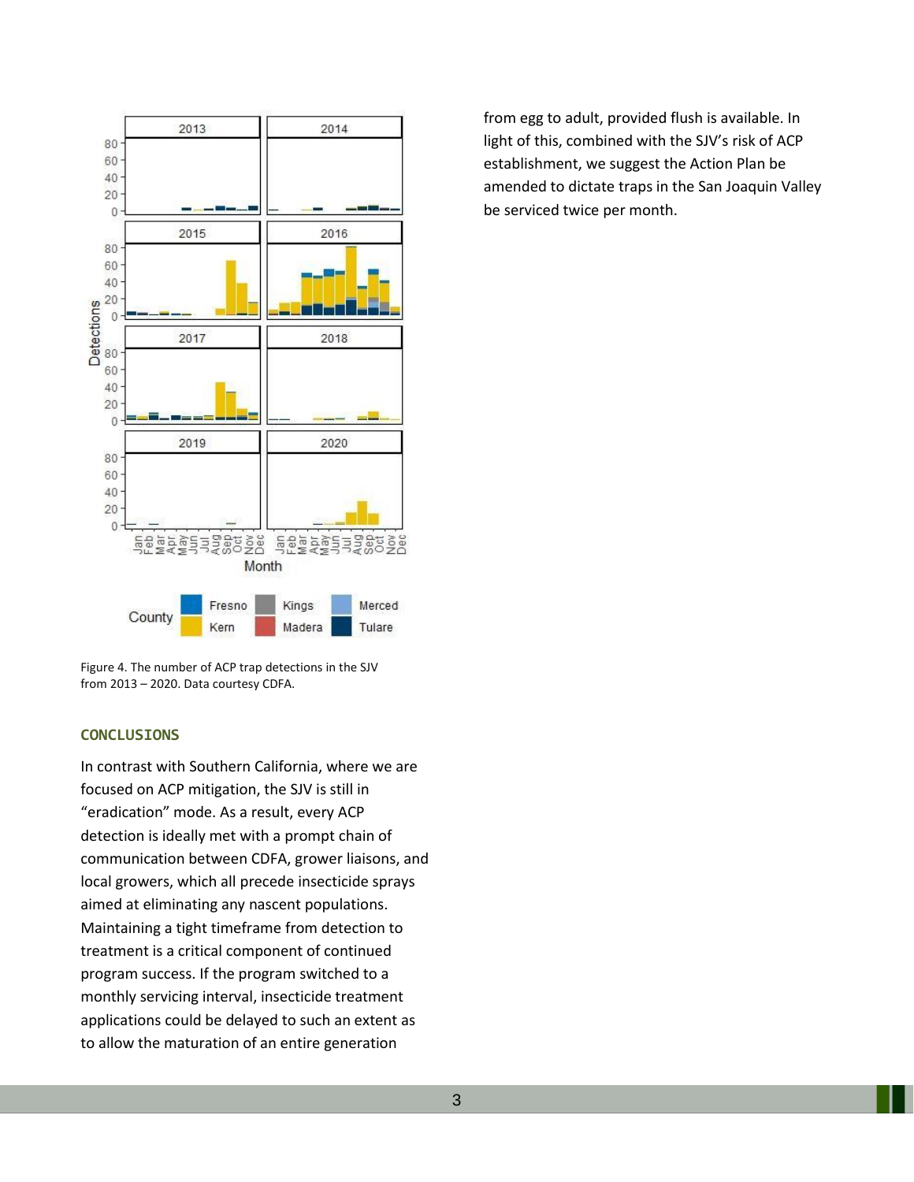2013

2014

2015

2016

2017

2018

2019

2020

80
60
40
20
0

Detections

Jan Feb Mar Apr May Jun Jul Aug Sep Oct Nov Dec

Month

County: Fresno, Kern, Kings, Madera, Merced, Tulare

Figure 4. The number of ACP trap detections in the SJV from 2013 – 2020. Data courtesy CDFA.

## CONCLUSIONS

In contrast with Southern California, where we are focused on ACP mitigation, the SJV is still in "eradication" mode. As a result, every ACP detection is ideally met with a prompt chain of communication between CDFA, grower liaisons, and local growers, which all precede insecticide sprays aimed at eliminating any nascent populations. Maintaining a tight timeframe from detection to treatment is a critical component of continued program success. If the program switched to a monthly servicing interval, insecticide treatment applications could be delayed to such an extent as to allow the maturation of an entire generation from egg to adult, provided flush is available. In light of this, combined with the SJV's risk of ACP establishment, we suggest the Action Plan be amended to dictate traps in the San Joaquin Valley be serviced twice per month.